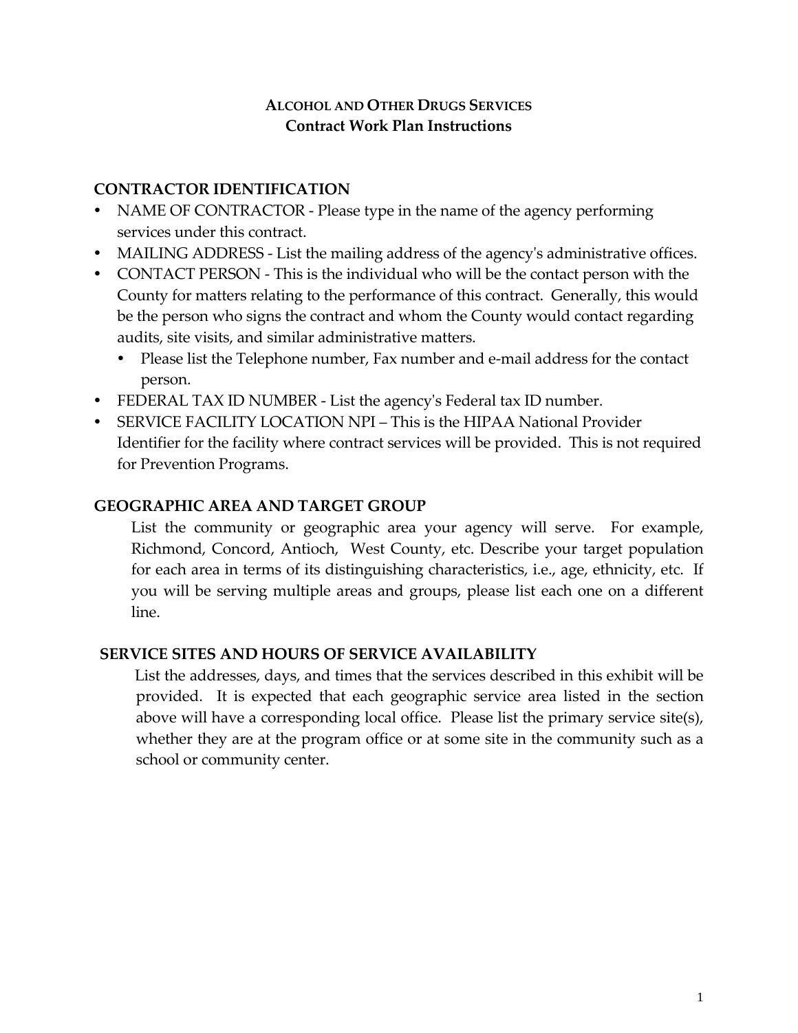# ALCOHOL AND OTHER DRUGS SERVICES
## Contract Work Plan Instructions

### CONTRACTOR IDENTIFICATION

- NAME OF CONTRACTOR - Please type in the name of the agency performing services under this contract.
- MAILING ADDRESS - List the mailing address of the agency's administrative offices.
- CONTACT PERSON - This is the individual who will be the contact person with the County for matters relating to the performance of this contract. Generally, this would be the person who signs the contract and whom the County would contact regarding audits, site visits, and similar administrative matters.
  - Please list the Telephone number, Fax number and e-mail address for the contact person.
- FEDERAL TAX ID NUMBER - List the agency's Federal tax ID number.
- SERVICE FACILITY LOCATION NPI – This is the HIPAA National Provider Identifier for the facility where contract services will be provided. This is not required for Prevention Programs.

### GEOGRAPHIC AREA AND TARGET GROUP

List the community or geographic area your agency will serve. For example, Richmond, Concord, Antioch, West County, etc. Describe your target population for each area in terms of its distinguishing characteristics, i.e., age, ethnicity, etc. If you will be serving multiple areas and groups, please list each one on a different line.

### SERVICE SITES AND HOURS OF SERVICE AVAILABILITY

List the addresses, days, and times that the services described in this exhibit will be provided. It is expected that each geographic service area listed in the section above will have a corresponding local office. Please list the primary service site(s), whether they are at the program office or at some site in the community such as a school or community center.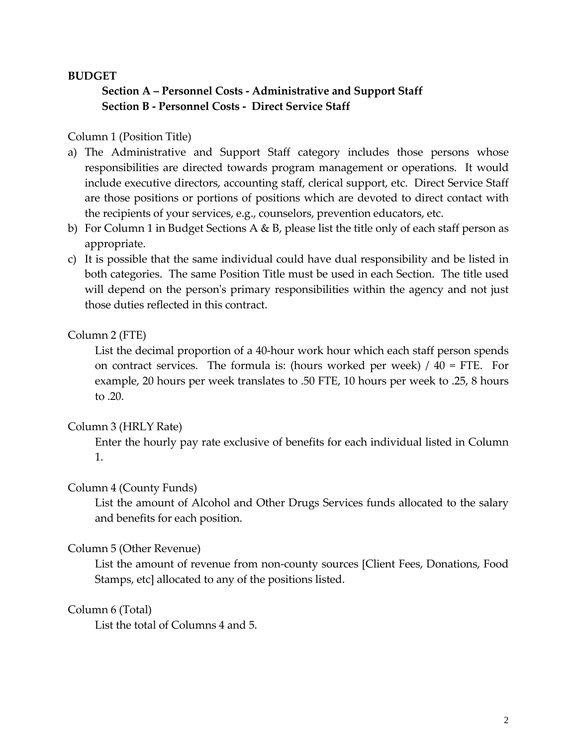**BUDGET**

**Section A – Personnel Costs - Administrative and Support Staff**
**Section B - Personnel Costs - Direct Service Staff**

Column 1 (Position Title)

a) The Administrative and Support Staff category includes those persons whose responsibilities are directed towards program management or operations. It would include executive directors, accounting staff, clerical support, etc. Direct Service Staff are those positions or portions of positions which are devoted to direct contact with the recipients of your services, e.g., counselors, prevention educators, etc.
b) For Column 1 in Budget Sections A & B, please list the title only of each staff person as appropriate.
c) It is possible that the same individual could have dual responsibility and be listed in both categories. The same Position Title must be used in each Section. The title used will depend on the person's primary responsibilities within the agency and not just those duties reflected in this contract.

Column 2 (FTE)

List the decimal proportion of a 40-hour work hour which each staff person spends on contract services. The formula is: (hours worked per week) / 40 = FTE. For example, 20 hours per week translates to .50 FTE, 10 hours per week to .25, 8 hours to .20.

Column 3 (HRLY Rate)

Enter the hourly pay rate exclusive of benefits for each individual listed in Column 1.

Column 4 (County Funds)

List the amount of Alcohol and Other Drugs Services funds allocated to the salary and benefits for each position.

Column 5 (Other Revenue)

List the amount of revenue from non-county sources [Client Fees, Donations, Food Stamps, etc] allocated to any of the positions listed.

Column 6 (Total)

List the total of Columns 4 and 5.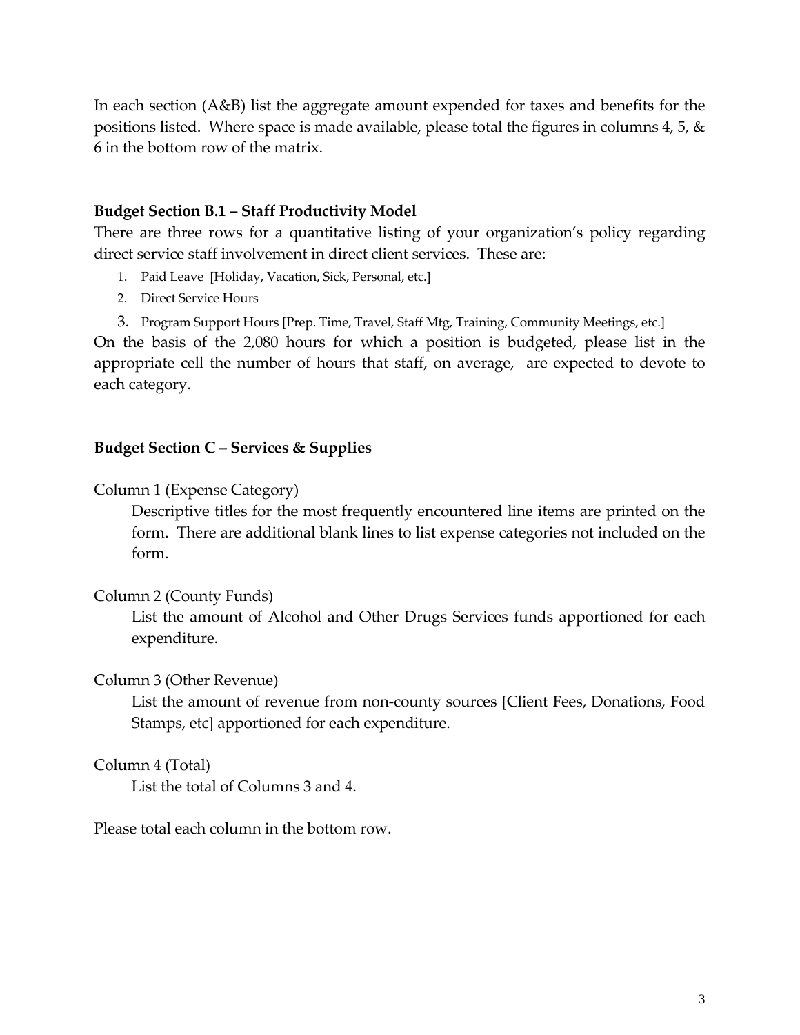In each section (A&B) list the aggregate amount expended for taxes and benefits for the positions listed. Where space is made available, please total the figures in columns 4, 5, & 6 in the bottom row of the matrix.

**Budget Section B.1 – Staff Productivity Model**

There are three rows for a quantitative listing of your organization's policy regarding direct service staff involvement in direct client services. These are:

1. Paid Leave [Holiday, Vacation, Sick, Personal, etc.]
2. Direct Service Hours
3. Program Support Hours [Prep. Time, Travel, Staff Mtg, Training, Community Meetings, etc.]

On the basis of the 2,080 hours for which a position is budgeted, please list in the appropriate cell the number of hours that staff, on average, are expected to devote to each category.

**Budget Section C – Services & Supplies**

Column 1 (Expense Category)

> Descriptive titles for the most frequently encountered line items are printed on the form. There are additional blank lines to list expense categories not included on the form.

Column 2 (County Funds)

> List the amount of Alcohol and Other Drugs Services funds apportioned for each expenditure.

Column 3 (Other Revenue)

> List the amount of revenue from non-county sources [Client Fees, Donations, Food Stamps, etc] apportioned for each expenditure.

Column 4 (Total)

> List the total of Columns 3 and 4.

Please total each column in the bottom row.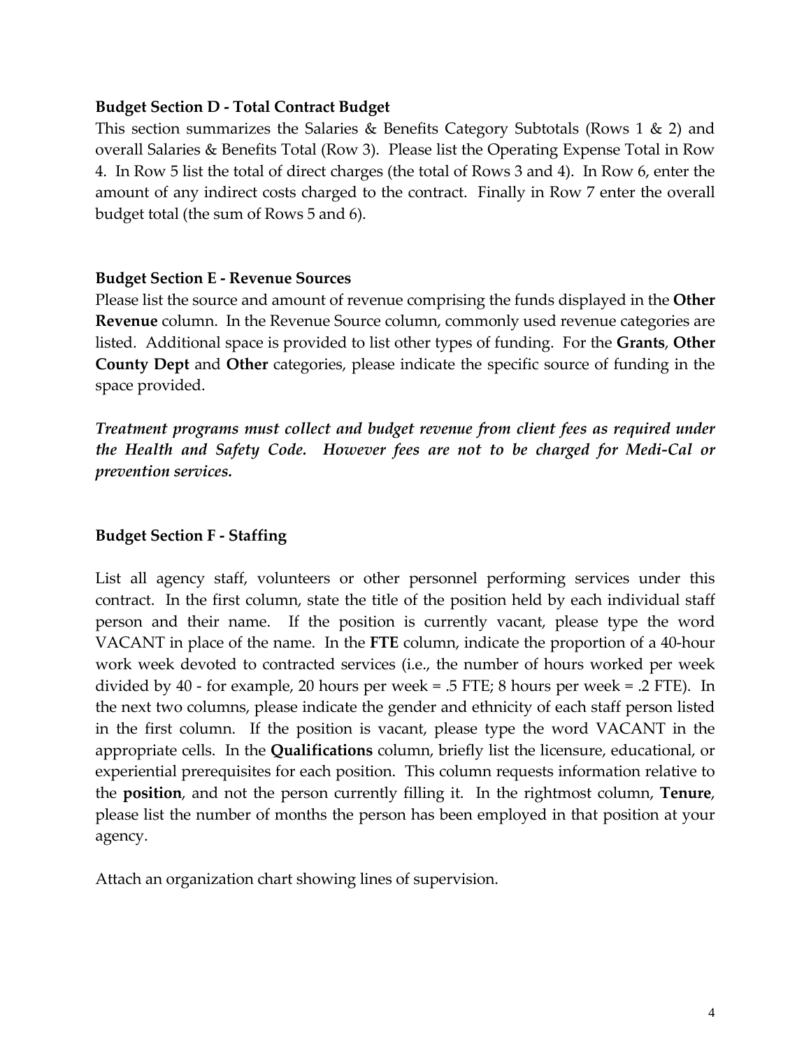**Budget Section D - Total Contract Budget**

This section summarizes the Salaries & Benefits Category Subtotals (Rows 1 & 2) and overall Salaries & Benefits Total (Row 3). Please list the Operating Expense Total in Row 4. In Row 5 list the total of direct charges (the total of Rows 3 and 4). In Row 6, enter the amount of any indirect costs charged to the contract. Finally in Row 7 enter the overall budget total (the sum of Rows 5 and 6).

**Budget Section E - Revenue Sources**

Please list the source and amount of revenue comprising the funds displayed in the **Other Revenue** column. In the Revenue Source column, commonly used revenue categories are listed. Additional space is provided to list other types of funding. For the **Grants**, **Other County Dept** and **Other** categories, please indicate the specific source of funding in the space provided.

***Treatment programs must collect and budget revenue from client fees as required under the Health and Safety Code. However fees are not to be charged for Medi-Cal or prevention services.***

**Budget Section F - Staffing**

List all agency staff, volunteers or other personnel performing services under this contract. In the first column, state the title of the position held by each individual staff person and their name. If the position is currently vacant, please type the word VACANT in place of the name. In the **FTE** column, indicate the proportion of a 40-hour work week devoted to contracted services (i.e., the number of hours worked per week divided by 40 - for example, 20 hours per week = .5 FTE; 8 hours per week = .2 FTE). In the next two columns, please indicate the gender and ethnicity of each staff person listed in the first column. If the position is vacant, please type the word VACANT in the appropriate cells. In the **Qualifications** column, briefly list the licensure, educational, or experiential prerequisites for each position. This column requests information relative to the **position**, and not the person currently filling it. In the rightmost column, **Tenure**, please list the number of months the person has been employed in that position at your agency.

Attach an organization chart showing lines of supervision.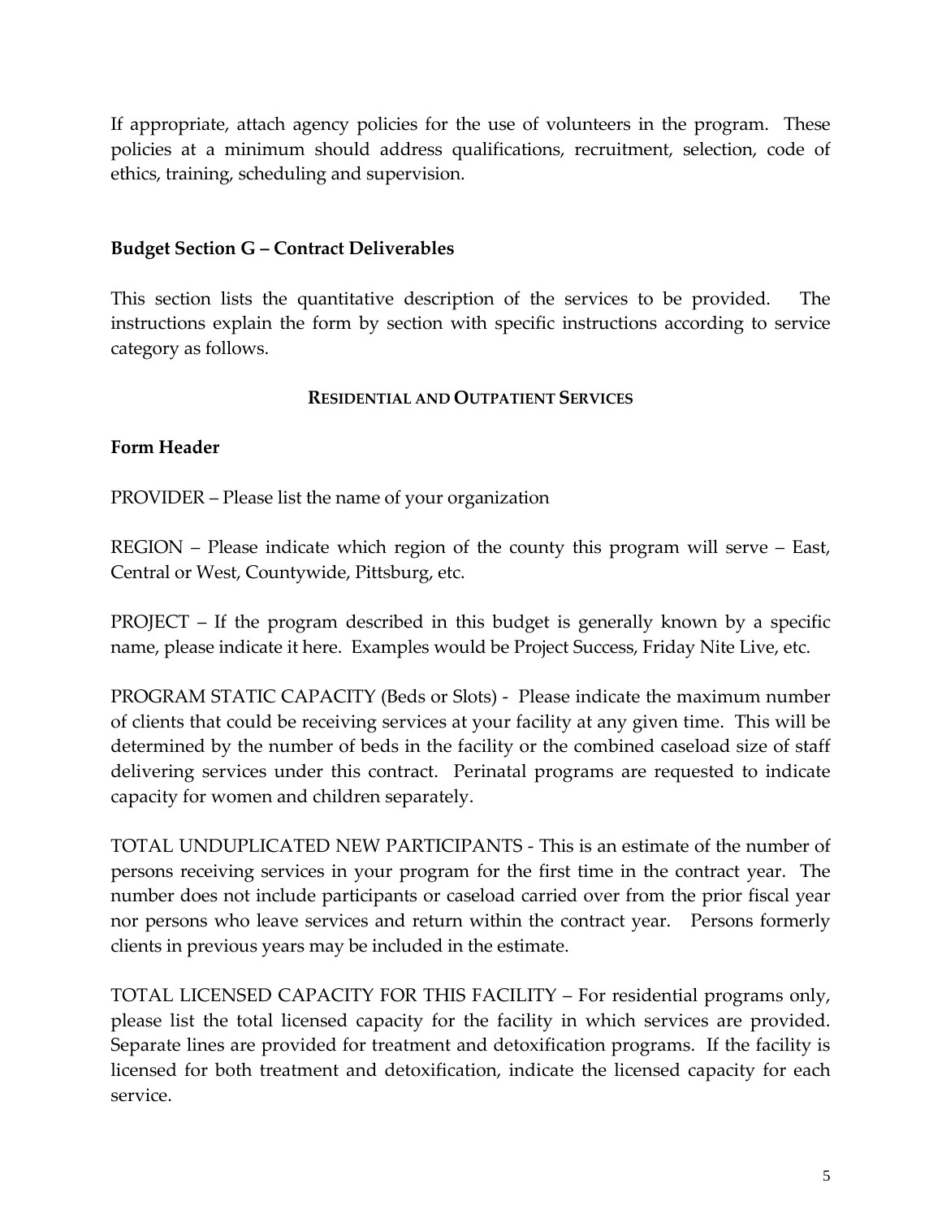If appropriate, attach agency policies for the use of volunteers in the program. These policies at a minimum should address qualifications, recruitment, selection, code of ethics, training, scheduling and supervision.

## Budget Section G – Contract Deliverables

This section lists the quantitative description of the services to be provided. The instructions explain the form by section with specific instructions according to service category as follows.

### RESIDENTIAL AND OUTPATIENT SERVICES

**Form Header**

PROVIDER – Please list the name of your organization

REGION – Please indicate which region of the county this program will serve – East, Central or West, Countywide, Pittsburg, etc.

PROJECT – If the program described in this budget is generally known by a specific name, please indicate it here. Examples would be Project Success, Friday Nite Live, etc.

PROGRAM STATIC CAPACITY (Beds or Slots) - Please indicate the maximum number of clients that could be receiving services at your facility at any given time. This will be determined by the number of beds in the facility or the combined caseload size of staff delivering services under this contract. Perinatal programs are requested to indicate capacity for women and children separately.

TOTAL UNDUPLICATED NEW PARTICIPANTS - This is an estimate of the number of persons receiving services in your program for the first time in the contract year. The number does not include participants or caseload carried over from the prior fiscal year nor persons who leave services and return within the contract year. Persons formerly clients in previous years may be included in the estimate.

TOTAL LICENSED CAPACITY FOR THIS FACILITY – For residential programs only, please list the total licensed capacity for the facility in which services are provided. Separate lines are provided for treatment and detoxification programs. If the facility is licensed for both treatment and detoxification, indicate the licensed capacity for each service.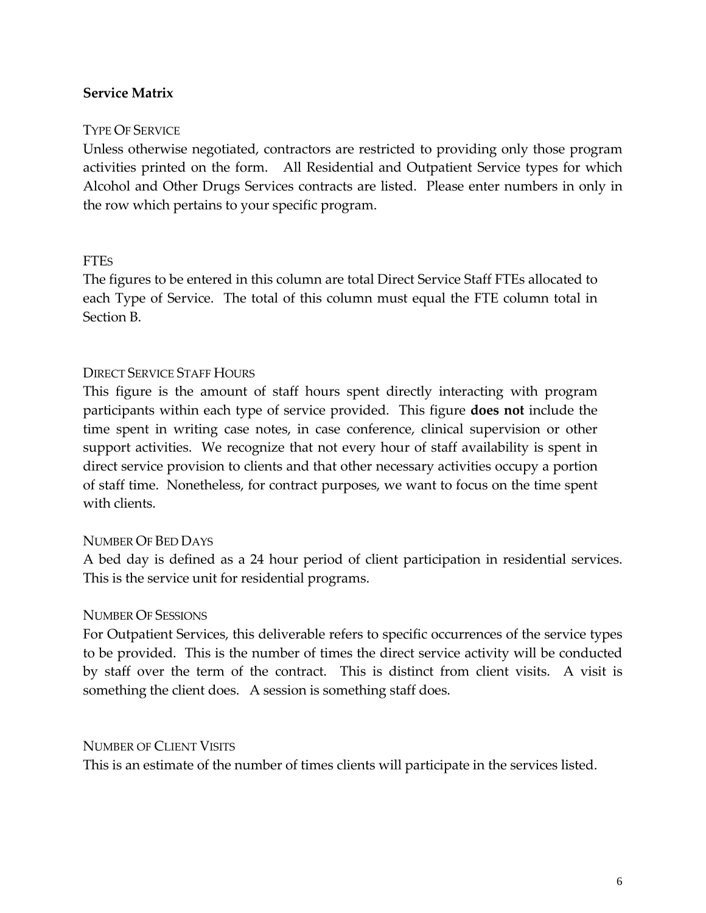**Service Matrix**

TYPE OF SERVICE

Unless otherwise negotiated, contractors are restricted to providing only those program activities printed on the form. All Residential and Outpatient Service types for which Alcohol and Other Drugs Services contracts are listed. Please enter numbers in only in the row which pertains to your specific program.

FTES

The figures to be entered in this column are total Direct Service Staff FTEs allocated to each Type of Service. The total of this column must equal the FTE column total in Section B.

DIRECT SERVICE STAFF HOURS

This figure is the amount of staff hours spent directly interacting with program participants within each type of service provided. This figure **does not** include the time spent in writing case notes, in case conference, clinical supervision or other support activities. We recognize that not every hour of staff availability is spent in direct service provision to clients and that other necessary activities occupy a portion of staff time. Nonetheless, for contract purposes, we want to focus on the time spent with clients.

NUMBER OF BED DAYS

A bed day is defined as a 24 hour period of client participation in residential services. This is the service unit for residential programs.

NUMBER OF SESSIONS

For Outpatient Services, this deliverable refers to specific occurrences of the service types to be provided. This is the number of times the direct service activity will be conducted by staff over the term of the contract. This is distinct from client visits. A visit is something the client does. A session is something staff does.

NUMBER OF CLIENT VISITS

This is an estimate of the number of times clients will participate in the services listed.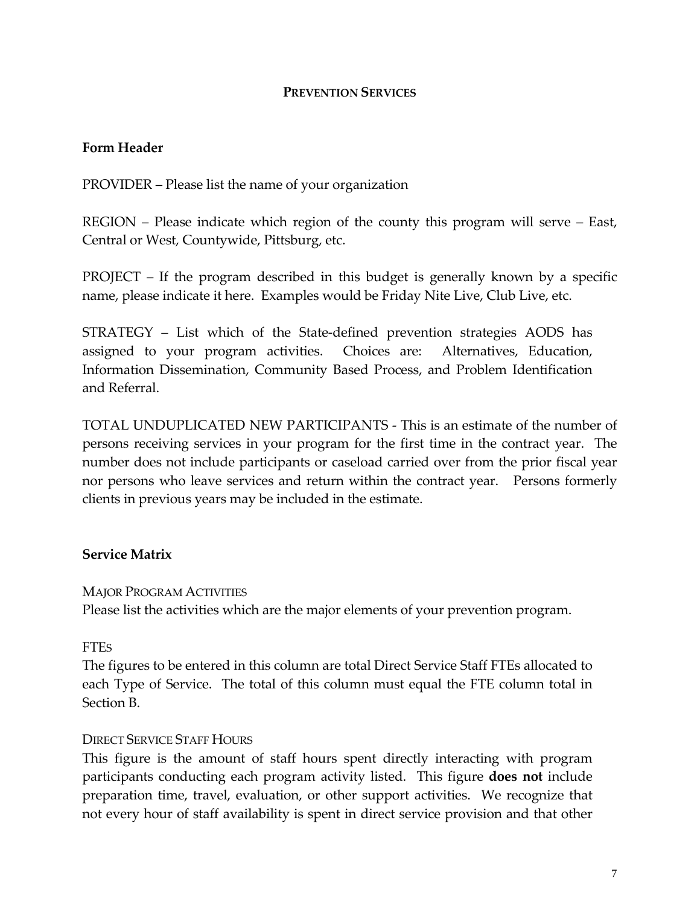## PREVENTION SERVICES

### Form Header

PROVIDER – Please list the name of your organization

REGION – Please indicate which region of the county this program will serve – East, Central or West, Countywide, Pittsburg, etc.

PROJECT – If the program described in this budget is generally known by a specific name, please indicate it here. Examples would be Friday Nite Live, Club Live, etc.

STRATEGY – List which of the State-defined prevention strategies AODS has assigned to your program activities. Choices are: Alternatives, Education, Information Dissemination, Community Based Process, and Problem Identification and Referral.

TOTAL UNDUPLICATED NEW PARTICIPANTS - This is an estimate of the number of persons receiving services in your program for the first time in the contract year. The number does not include participants or caseload carried over from the prior fiscal year nor persons who leave services and return within the contract year. Persons formerly clients in previous years may be included in the estimate.

### Service Matrix

MAJOR PROGRAM ACTIVITIES

Please list the activities which are the major elements of your prevention program.

FTES

The figures to be entered in this column are total Direct Service Staff FTEs allocated to each Type of Service. The total of this column must equal the FTE column total in Section B.

DIRECT SERVICE STAFF HOURS

This figure is the amount of staff hours spent directly interacting with program participants conducting each program activity listed. This figure **does not** include preparation time, travel, evaluation, or other support activities. We recognize that not every hour of staff availability is spent in direct service provision and that other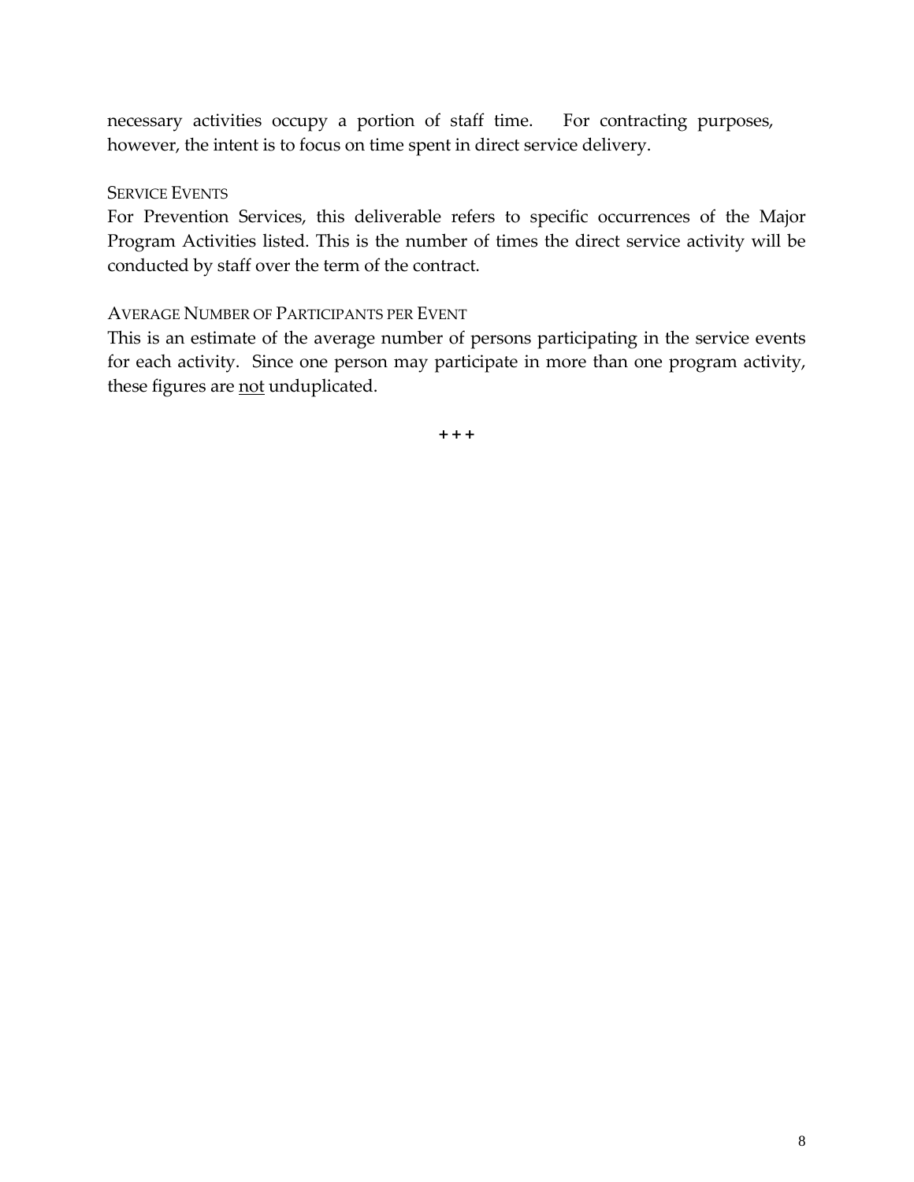necessary activities occupy a portion of staff time. For contracting purposes, however, the intent is to focus on time spent in direct service delivery.

### SERVICE EVENTS

For Prevention Services, this deliverable refers to specific occurrences of the Major Program Activities listed. This is the number of times the direct service activity will be conducted by staff over the term of the contract.

### AVERAGE NUMBER OF PARTICIPANTS PER EVENT

This is an estimate of the average number of persons participating in the service events for each activity. Since one person may participate in more than one program activity, these figures are <u>not</u> unduplicated.

+++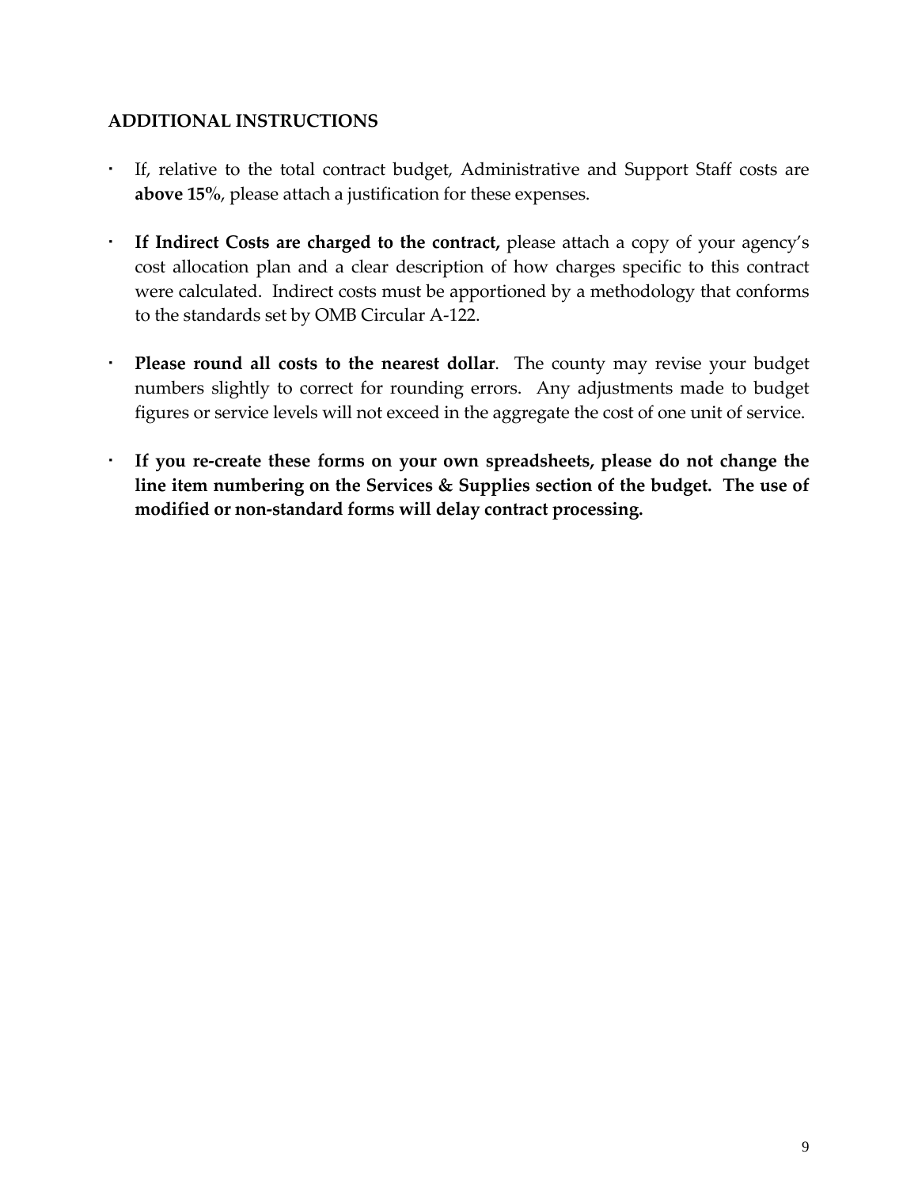## ADDITIONAL INSTRUCTIONS

- If, relative to the total contract budget, Administrative and Support Staff costs are **above 15%**, please attach a justification for these expenses.
- **If Indirect Costs are charged to the contract,** please attach a copy of your agency's cost allocation plan and a clear description of how charges specific to this contract were calculated. Indirect costs must be apportioned by a methodology that conforms to the standards set by OMB Circular A-122.
- **Please round all costs to the nearest dollar**. The county may revise your budget numbers slightly to correct for rounding errors. Any adjustments made to budget figures or service levels will not exceed in the aggregate the cost of one unit of service.
- **If you re-create these forms on your own spreadsheets, please do not change the line item numbering on the Services & Supplies section of the budget. The use of modified or non-standard forms will delay contract processing.**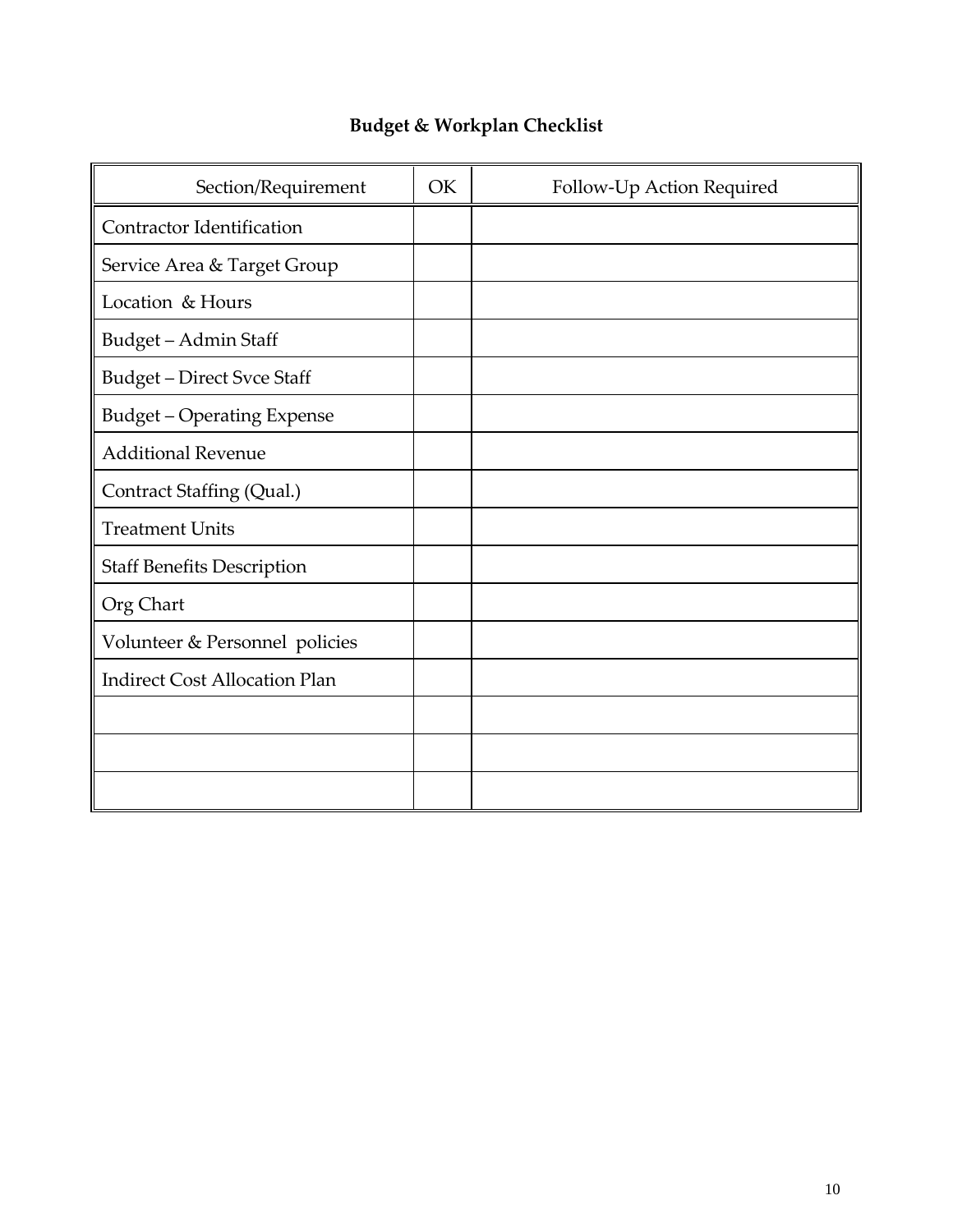**Budget & Workplan Checklist**

| Section/Requirement | OK | Follow-Up Action Required |
|---|---|---|
| Contractor Identification | | |
| Service Area & Target Group | | |
| Location & Hours | | |
| Budget – Admin Staff | | |
| Budget – Direct Svce Staff | | |
| Budget – Operating Expense | | |
| Additional Revenue | | |
| Contract Staffing (Qual.) | | |
| Treatment Units | | |
| Staff Benefits Description | | |
| Org Chart | | |
| Volunteer & Personnel policies | | |
| Indirect Cost Allocation Plan | | |
| | | |
| | | |
| | | |